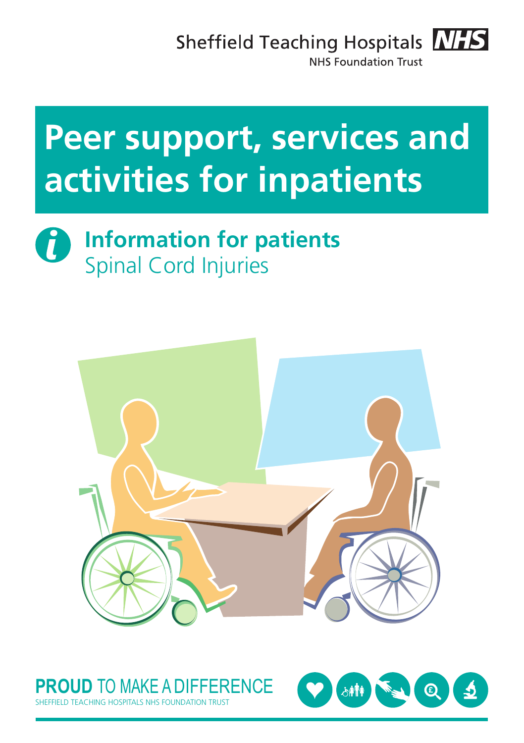Sheffield Teaching Hospitals NHS Foundation Trust

# Peer support, services and activities for inpatients

## Information for patients
Spinal Cord Injuries

**PROUD** TO MAKE A DIFFERENCE
SHEFFIELD TEACHING HOSPITALS NHS FOUNDATION TRUST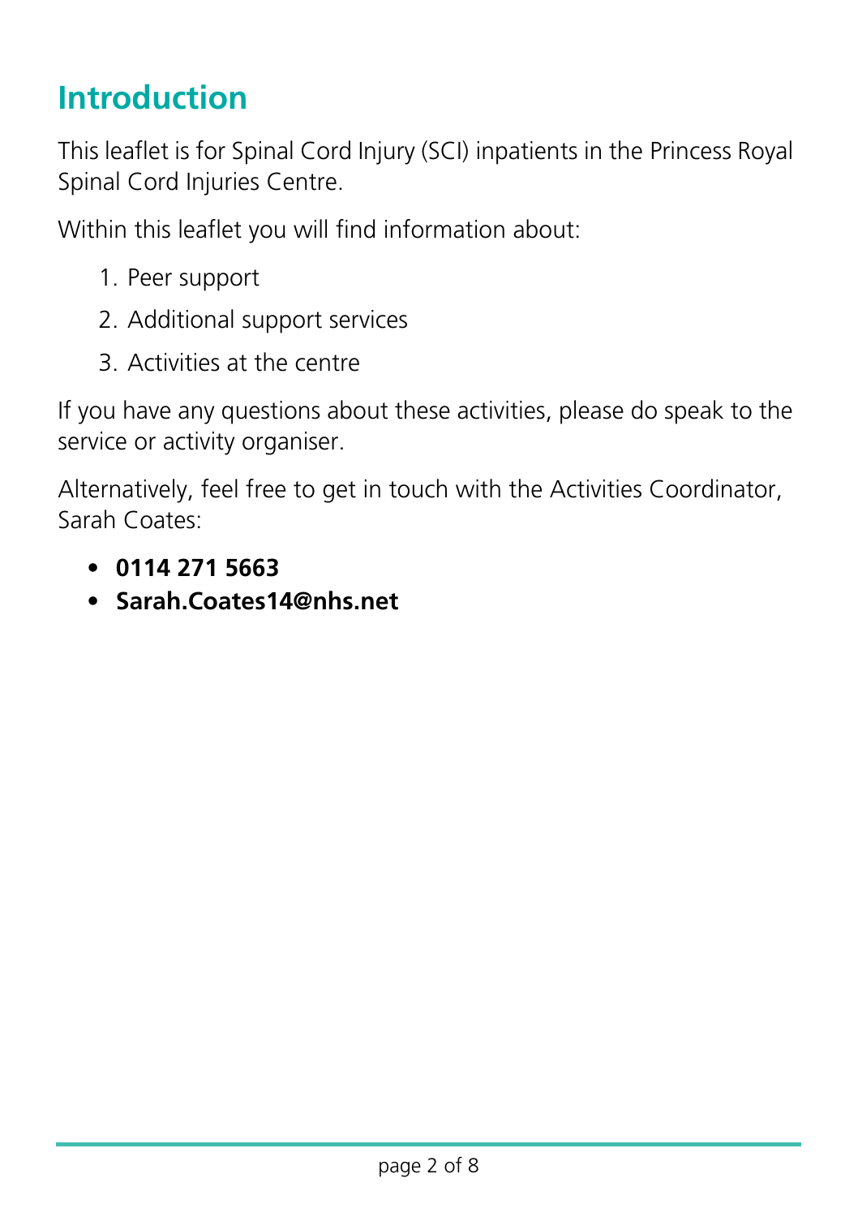## Introduction

This leaflet is for Spinal Cord Injury (SCI) inpatients in the Princess Royal Spinal Cord Injuries Centre.

Within this leaflet you will find information about:

1. Peer support
2. Additional support services
3. Activities at the centre

If you have any questions about these activities, please do speak to the service or activity organiser.

Alternatively, feel free to get in touch with the Activities Coordinator, Sarah Coates:

- **0114 271 5663**
- **Sarah.Coates14@nhs.net**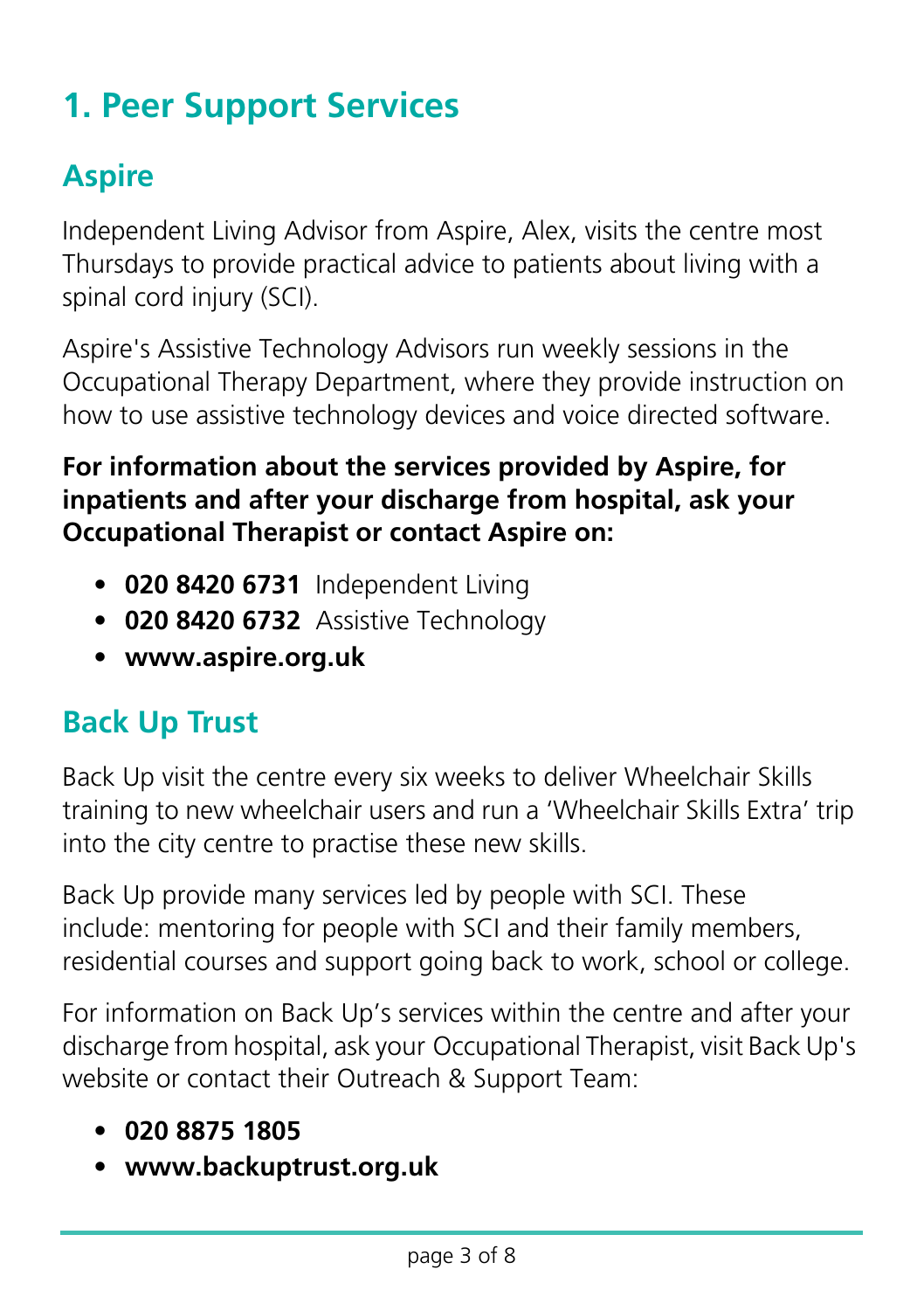# 1. Peer Support Services

## Aspire

Independent Living Advisor from Aspire, Alex, visits the centre most Thursdays to provide practical advice to patients about living with a spinal cord injury (SCI).

Aspire's Assistive Technology Advisors run weekly sessions in the Occupational Therapy Department, where they provide instruction on how to use assistive technology devices and voice directed software.

**For information about the services provided by Aspire, for inpatients and after your discharge from hospital, ask your Occupational Therapist or contact Aspire on:**

- **020 8420 6731** Independent Living
- **020 8420 6732** Assistive Technology
- **www.aspire.org.uk**

## Back Up Trust

Back Up visit the centre every six weeks to deliver Wheelchair Skills training to new wheelchair users and run a 'Wheelchair Skills Extra' trip into the city centre to practise these new skills.

Back Up provide many services led by people with SCI. These include: mentoring for people with SCI and their family members, residential courses and support going back to work, school or college.

For information on Back Up's services within the centre and after your discharge from hospital, ask your Occupational Therapist, visit Back Up's website or contact their Outreach & Support Team:

- **020 8875 1805**
- **www.backuptrust.org.uk**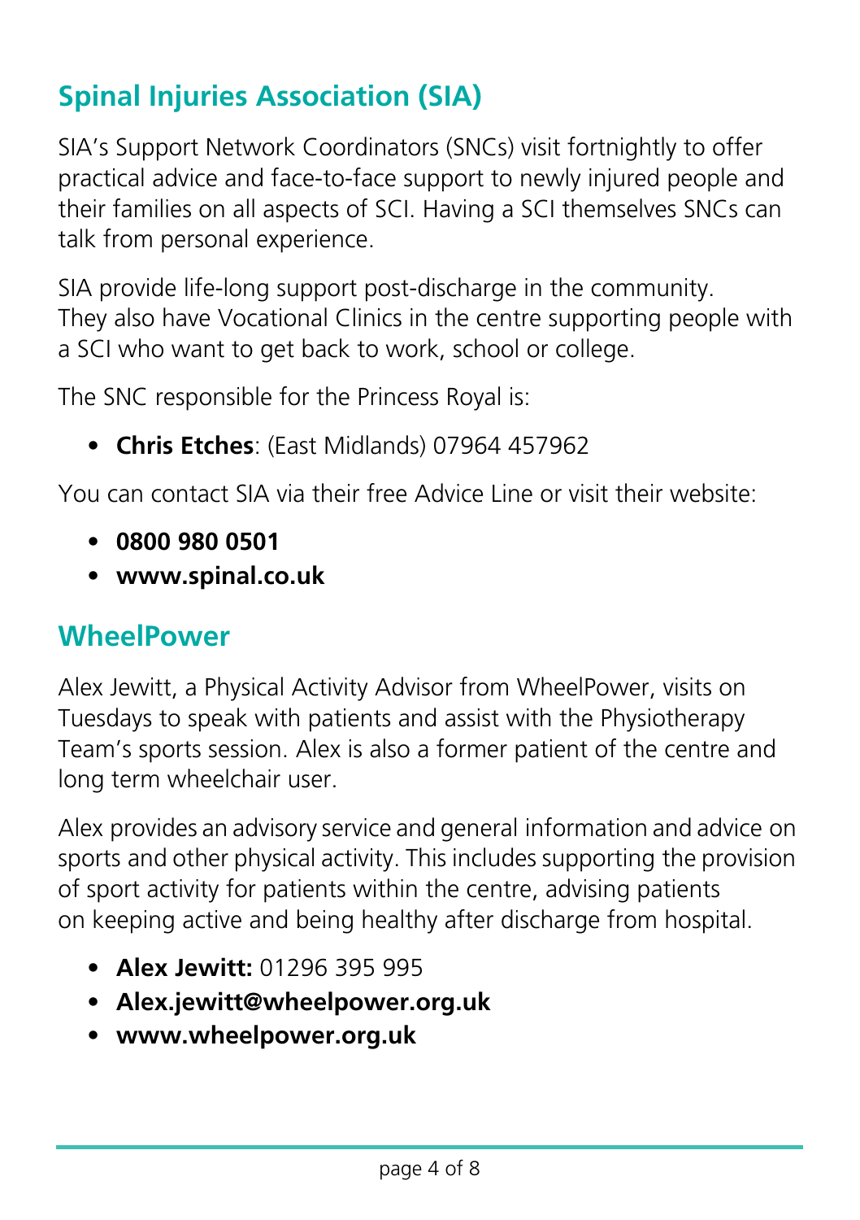## Spinal Injuries Association (SIA)

SIA's Support Network Coordinators (SNCs) visit fortnightly to offer practical advice and face-to-face support to newly injured people and their families on all aspects of SCI. Having a SCI themselves SNCs can talk from personal experience.

SIA provide life-long support post-discharge in the community. They also have Vocational Clinics in the centre supporting people with a SCI who want to get back to work, school or college.

The SNC responsible for the Princess Royal is:

- **Chris Etches**: (East Midlands) 07964 457962

You can contact SIA via their free Advice Line or visit their website:

- **0800 980 0501**
- **www.spinal.co.uk**

## WheelPower

Alex Jewitt, a Physical Activity Advisor from WheelPower, visits on Tuesdays to speak with patients and assist with the Physiotherapy Team's sports session. Alex is also a former patient of the centre and long term wheelchair user.

Alex provides an advisory service and general information and advice on sports and other physical activity. This includes supporting the provision of sport activity for patients within the centre, advising patients on keeping active and being healthy after discharge from hospital.

- **Alex Jewitt:** 01296 395 995
- **Alex.jewitt@wheelpower.org.uk**
- **www.wheelpower.org.uk**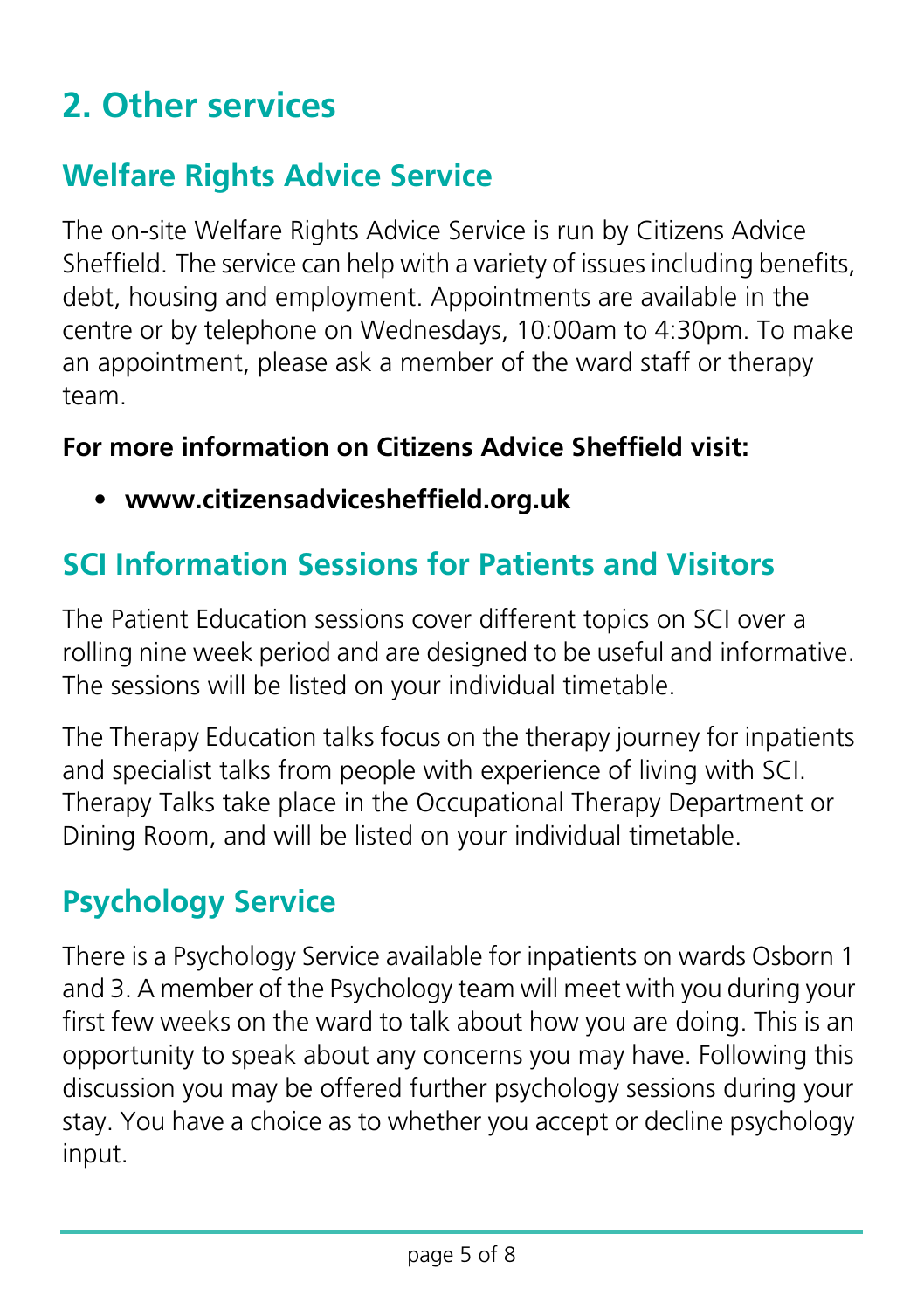## 2. Other services

### Welfare Rights Advice Service

The on-site Welfare Rights Advice Service is run by Citizens Advice Sheffield. The service can help with a variety of issues including benefits, debt, housing and employment. Appointments are available in the centre or by telephone on Wednesdays, 10:00am to 4:30pm. To make an appointment, please ask a member of the ward staff or therapy team.

**For more information on Citizens Advice Sheffield visit:**

- **www.citizensadvicesheffield.org.uk**

### SCI Information Sessions for Patients and Visitors

The Patient Education sessions cover different topics on SCI over a rolling nine week period and are designed to be useful and informative. The sessions will be listed on your individual timetable.

The Therapy Education talks focus on the therapy journey for inpatients and specialist talks from people with experience of living with SCI. Therapy Talks take place in the Occupational Therapy Department or Dining Room, and will be listed on your individual timetable.

### Psychology Service

There is a Psychology Service available for inpatients on wards Osborn 1 and 3. A member of the Psychology team will meet with you during your first few weeks on the ward to talk about how you are doing. This is an opportunity to speak about any concerns you may have. Following this discussion you may be offered further psychology sessions during your stay. You have a choice as to whether you accept or decline psychology input.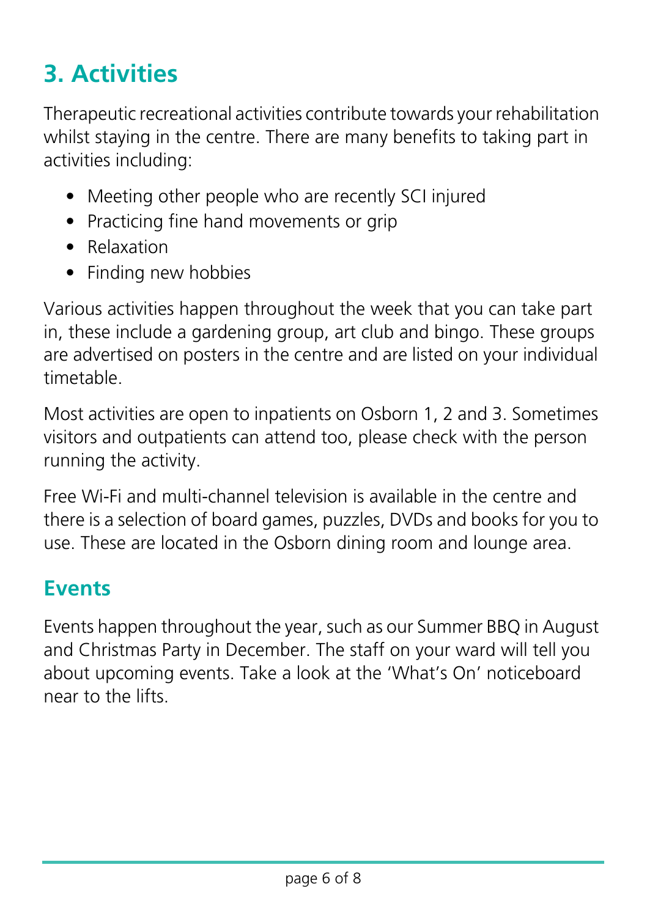# 3. Activities

Therapeutic recreational activities contribute towards your rehabilitation whilst staying in the centre. There are many benefits to taking part in activities including:

- Meeting other people who are recently SCI injured
- Practicing fine hand movements or grip
- Relaxation
- Finding new hobbies

Various activities happen throughout the week that you can take part in, these include a gardening group, art club and bingo. These groups are advertised on posters in the centre and are listed on your individual timetable.

Most activities are open to inpatients on Osborn 1, 2 and 3. Sometimes visitors and outpatients can attend too, please check with the person running the activity.

Free Wi-Fi and multi-channel television is available in the centre and there is a selection of board games, puzzles, DVDs and books for you to use. These are located in the Osborn dining room and lounge area.

## Events

Events happen throughout the year, such as our Summer BBQ in August and Christmas Party in December. The staff on your ward will tell you about upcoming events. Take a look at the 'What's On' noticeboard near to the lifts.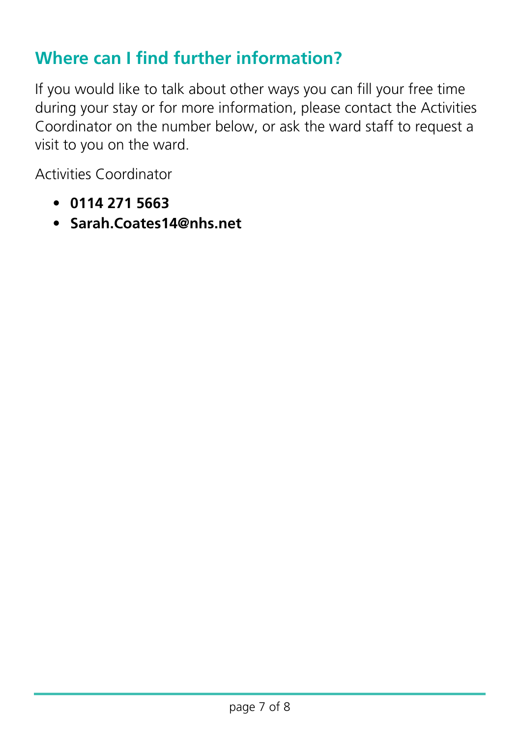## Where can I find further information?

If you would like to talk about other ways you can fill your free time during your stay or for more information, please contact the Activities Coordinator on the number below, or ask the ward staff to request a visit to you on the ward.

Activities Coordinator

- **0114 271 5663**
- **Sarah.Coates14@nhs.net**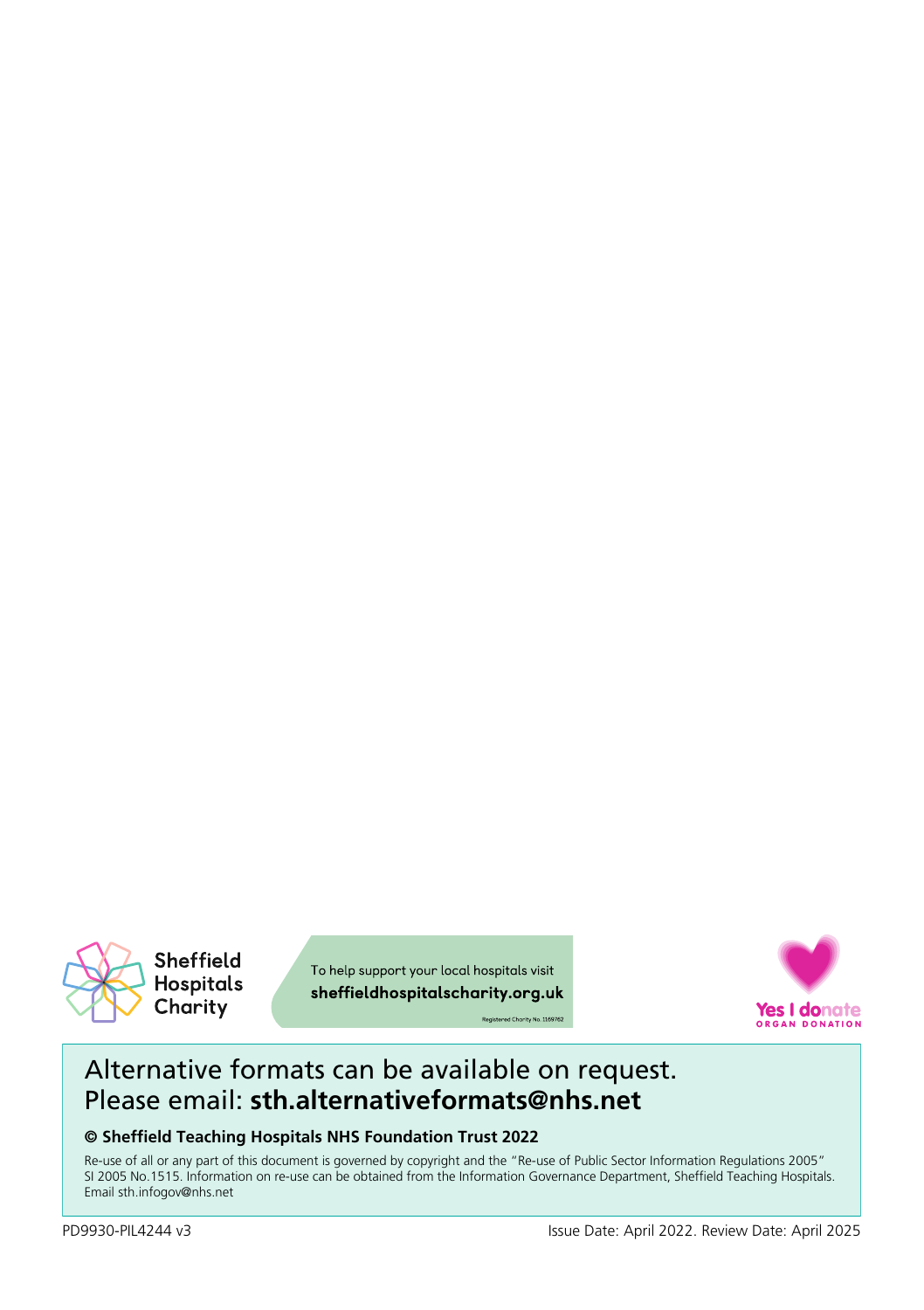Sheffield Hospitals Charity

To help support your local hospitals visit
**sheffieldhospitalscharity.org.uk**

Registered Charity No. 1169762

Yes I donate
ORGAN DONATION

Alternative formats can be available on request.
Please email: **sth.alternativeformats@nhs.net**

**© Sheffield Teaching Hospitals NHS Foundation Trust 2022**

Re-use of all or any part of this document is governed by copyright and the "Re-use of Public Sector Information Regulations 2005" SI 2005 No.1515. Information on re-use can be obtained from the Information Governance Department, Sheffield Teaching Hospitals. Email sth.infogov@nhs.net

PD9930-PIL4244 v3

Issue Date: April 2022. Review Date: April 2025